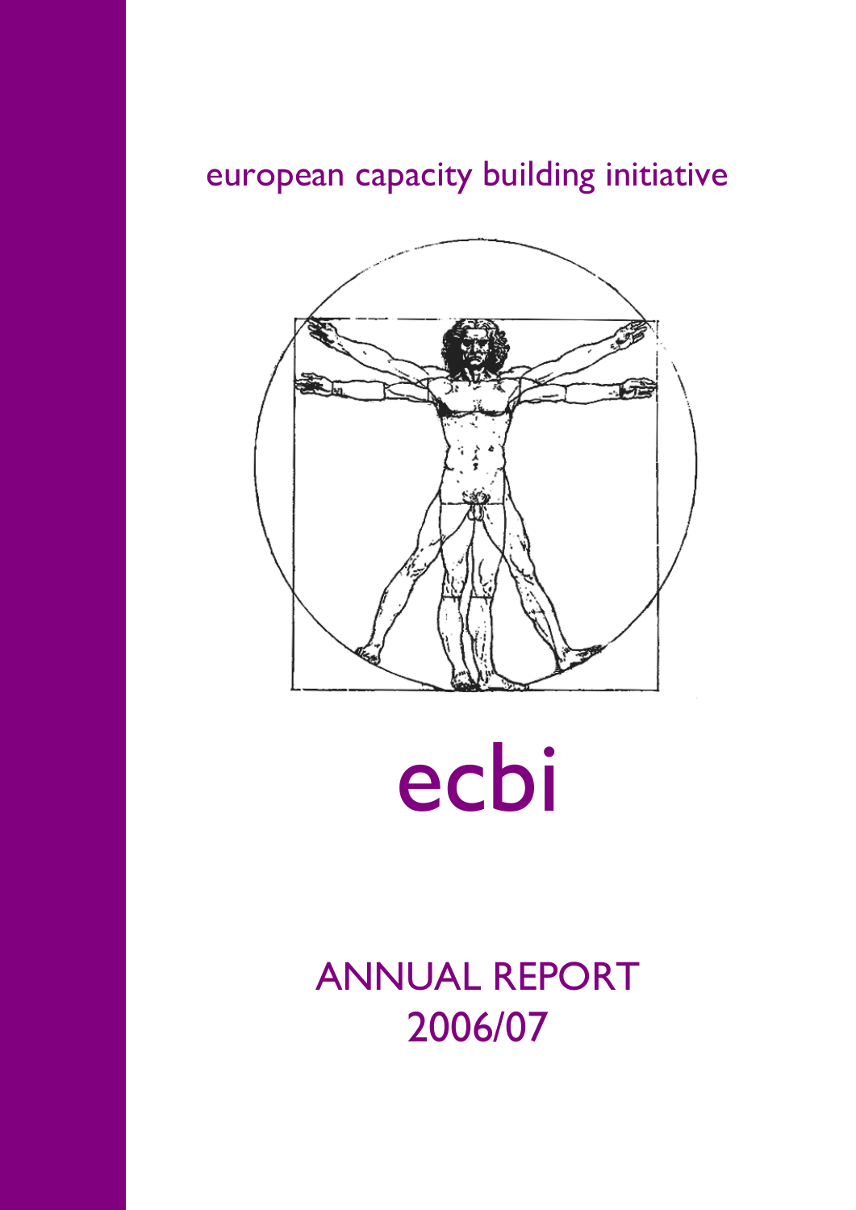european capacity building initiative

# ecbi

## ANNUAL REPORT 2006/07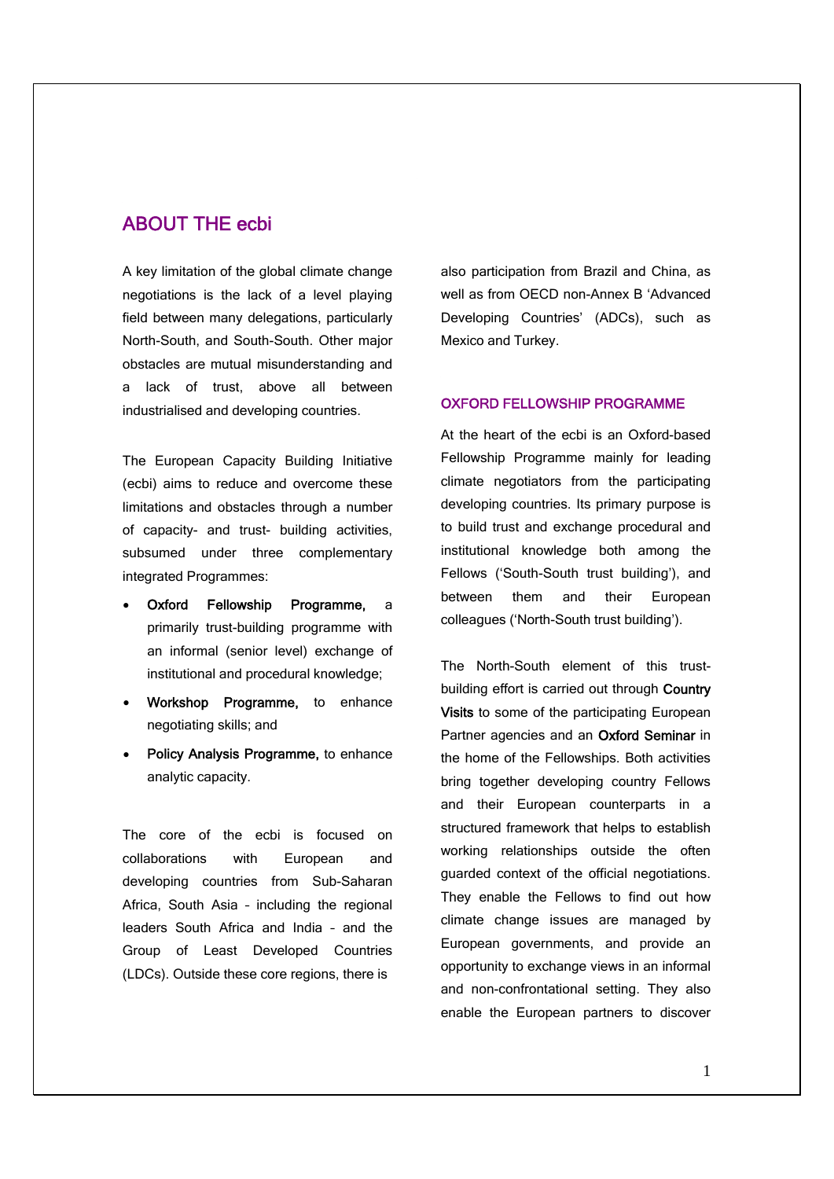## ABOUT THE ecbi

A key limitation of the global climate change negotiations is the lack of a level playing field between many delegations, particularly North-South, and South-South. Other major obstacles are mutual misunderstanding and a lack of trust, above all between industrialised and developing countries.

The European Capacity Building Initiative (ecbi) aims to reduce and overcome these limitations and obstacles through a number of capacity- and trust- building activities, subsumed under three complementary integrated Programmes:

- **Oxford Fellowship Programme,** a primarily trust-building programme with an informal (senior level) exchange of institutional and procedural knowledge;
- **Workshop Programme,** to enhance negotiating skills; and
- **Policy Analysis Programme,** to enhance analytic capacity.

The core of the ecbi is focused on collaborations with European and developing countries from Sub-Saharan Africa, South Asia – including the regional leaders South Africa and India – and the Group of Least Developed Countries (LDCs). Outside these core regions, there is also participation from Brazil and China, as well as from OECD non-Annex B 'Advanced Developing Countries' (ADCs), such as Mexico and Turkey.

### OXFORD FELLOWSHIP PROGRAMME

At the heart of the ecbi is an Oxford-based Fellowship Programme mainly for leading climate negotiators from the participating developing countries. Its primary purpose is to build trust and exchange procedural and institutional knowledge both among the Fellows ('South-South trust building'), and between them and their European colleagues ('North-South trust building').

The North-South element of this trust-building effort is carried out through **Country Visits** to some of the participating European Partner agencies and an **Oxford Seminar** in the home of the Fellowships. Both activities bring together developing country Fellows and their European counterparts in a structured framework that helps to establish working relationships outside the often guarded context of the official negotiations. They enable the Fellows to find out how climate change issues are managed by European governments, and provide an opportunity to exchange views in an informal and non-confrontational setting. They also enable the European partners to discover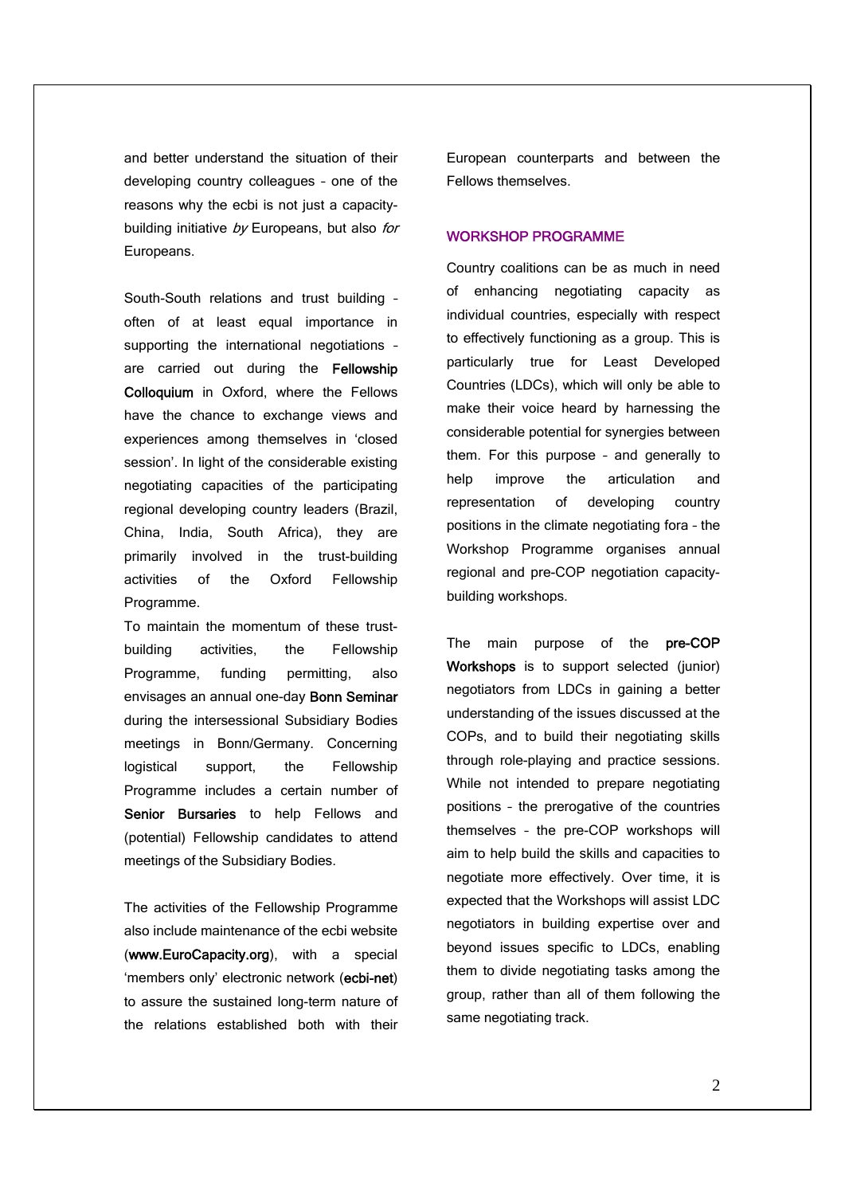and better understand the situation of their developing country colleagues – one of the reasons why the ecbi is not just a capacity-building initiative *by* Europeans, but also *for* Europeans.

South-South relations and trust building – often of at least equal importance in supporting the international negotiations – are carried out during the **Fellowship Colloquium** in Oxford, where the Fellows have the chance to exchange views and experiences among themselves in 'closed session'. In light of the considerable existing negotiating capacities of the participating regional developing country leaders (Brazil, China, India, South Africa), they are primarily involved in the trust-building activities of the Oxford Fellowship Programme.

To maintain the momentum of these trust-building activities, the Fellowship Programme, funding permitting, also envisages an annual one-day **Bonn Seminar** during the intersessional Subsidiary Bodies meetings in Bonn/Germany. Concerning logistical support, the Fellowship Programme includes a certain number of **Senior Bursaries** to help Fellows and (potential) Fellowship candidates to attend meetings of the Subsidiary Bodies.

The activities of the Fellowship Programme also include maintenance of the ecbi website (**www.EuroCapacity.org**), with a special 'members only' electronic network (**ecbi-net**) to assure the sustained long-term nature of the relations established both with their European counterparts and between the Fellows themselves.

## WORKSHOP PROGRAMME

Country coalitions can be as much in need of enhancing negotiating capacity as individual countries, especially with respect to effectively functioning as a group. This is particularly true for Least Developed Countries (LDCs), which will only be able to make their voice heard by harnessing the considerable potential for synergies between them. For this purpose – and generally to help improve the articulation and representation of developing country positions in the climate negotiating fora – the Workshop Programme organises annual regional and pre-COP negotiation capacity-building workshops.

The main purpose of the **pre-COP Workshops** is to support selected (junior) negotiators from LDCs in gaining a better understanding of the issues discussed at the COPs, and to build their negotiating skills through role-playing and practice sessions. While not intended to prepare negotiating positions – the prerogative of the countries themselves – the pre-COP workshops will aim to help build the skills and capacities to negotiate more effectively. Over time, it is expected that the Workshops will assist LDC negotiators in building expertise over and beyond issues specific to LDCs, enabling them to divide negotiating tasks among the group, rather than all of them following the same negotiating track.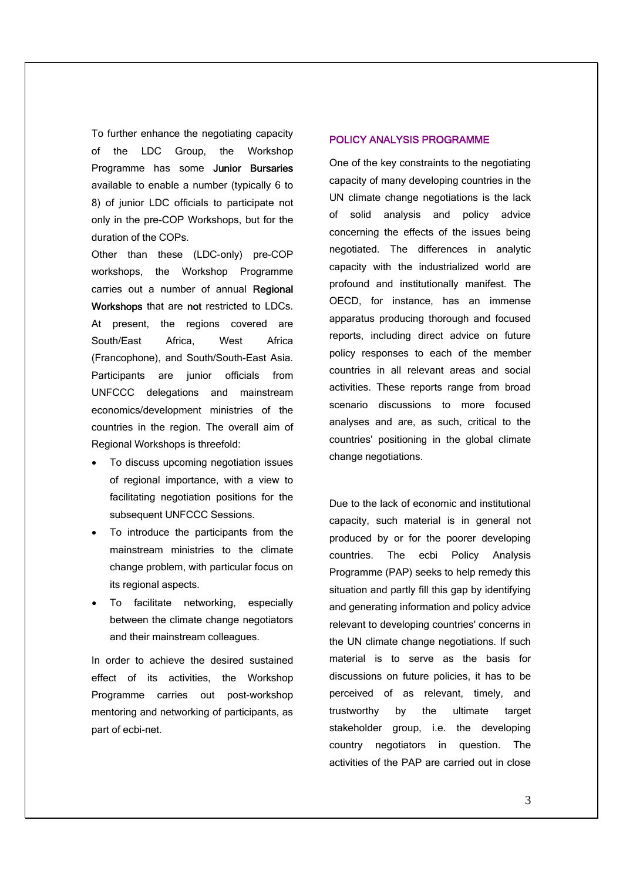To further enhance the negotiating capacity of the LDC Group, the Workshop Programme has some **Junior Bursaries** available to enable a number (typically 6 to 8) of junior LDC officials to participate not only in the pre-COP Workshops, but for the duration of the COPs.

Other than these (LDC-only) pre-COP workshops, the Workshop Programme carries out a number of annual **Regional Workshops** that are **not** restricted to LDCs. At present, the regions covered are South/East Africa, West Africa (Francophone), and South/South-East Asia. Participants are junior officials from UNFCCC delegations and mainstream economics/development ministries of the countries in the region. The overall aim of Regional Workshops is threefold:

- To discuss upcoming negotiation issues of regional importance, with a view to facilitating negotiation positions for the subsequent UNFCCC Sessions.
- To introduce the participants from the mainstream ministries to the climate change problem, with particular focus on its regional aspects.
- To facilitate networking, especially between the climate change negotiators and their mainstream colleagues.

In order to achieve the desired sustained effect of its activities, the Workshop Programme carries out post-workshop mentoring and networking of participants, as part of ecbi-net.

## POLICY ANALYSIS PROGRAMME

One of the key constraints to the negotiating capacity of many developing countries in the UN climate change negotiations is the lack of solid analysis and policy advice concerning the effects of the issues being negotiated. The differences in analytic capacity with the industrialized world are profound and institutionally manifest. The OECD, for instance, has an immense apparatus producing thorough and focused reports, including direct advice on future policy responses to each of the member countries in all relevant areas and social activities. These reports range from broad scenario discussions to more focused analyses and are, as such, critical to the countries' positioning in the global climate change negotiations.

Due to the lack of economic and institutional capacity, such material is in general not produced by or for the poorer developing countries. The ecbi Policy Analysis Programme (PAP) seeks to help remedy this situation and partly fill this gap by identifying and generating information and policy advice relevant to developing countries' concerns in the UN climate change negotiations. If such material is to serve as the basis for discussions on future policies, it has to be perceived of as relevant, timely, and trustworthy by the ultimate target stakeholder group, i.e. the developing country negotiators in question. The activities of the PAP are carried out in close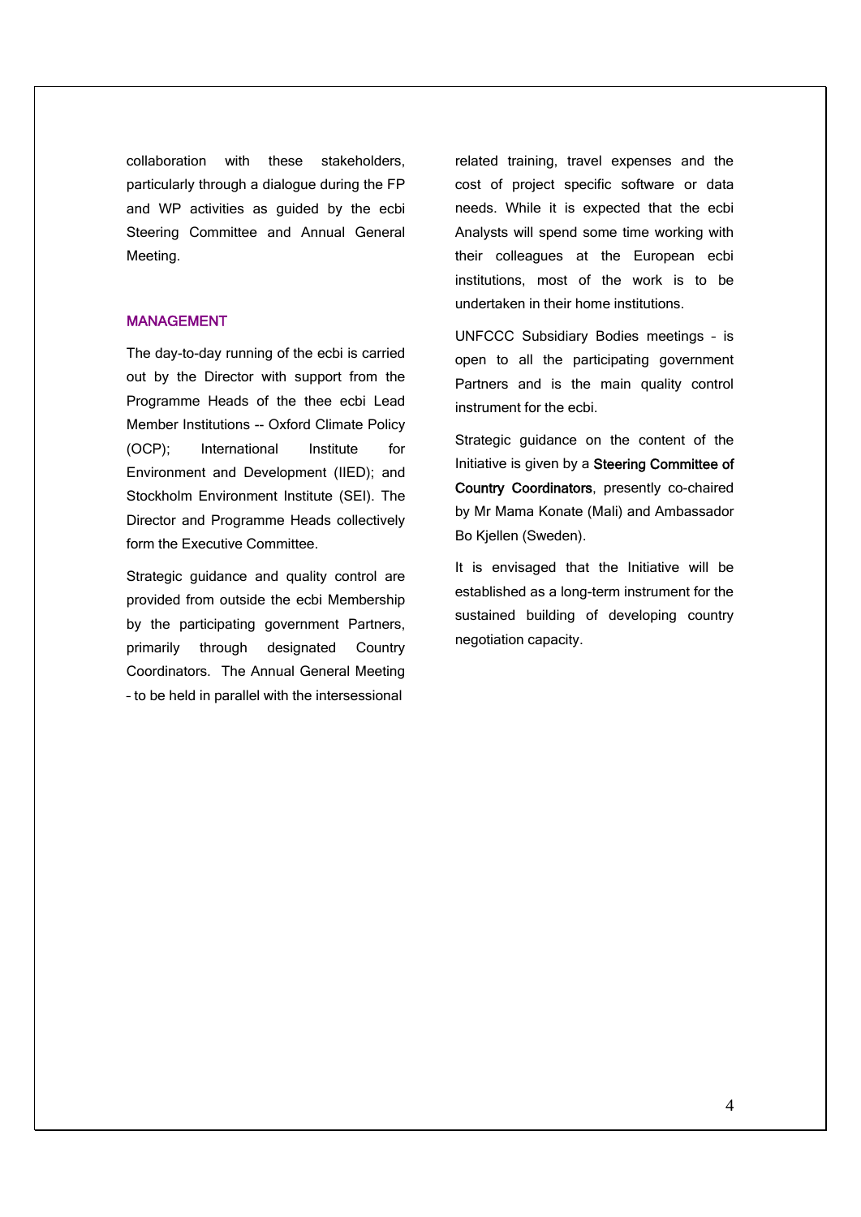collaboration with these stakeholders, particularly through a dialogue during the FP and WP activities as guided by the ecbi Steering Committee and Annual General Meeting.

## MANAGEMENT

The day-to-day running of the ecbi is carried out by the Director with support from the Programme Heads of the thee ecbi Lead Member Institutions -- Oxford Climate Policy (OCP); International Institute for Environment and Development (IIED); and Stockholm Environment Institute (SEI). The Director and Programme Heads collectively form the Executive Committee.

Strategic guidance and quality control are provided from outside the ecbi Membership by the participating government Partners, primarily through designated Country Coordinators. The Annual General Meeting – to be held in parallel with the intersessional related training, travel expenses and the cost of project specific software or data needs. While it is expected that the ecbi Analysts will spend some time working with their colleagues at the European ecbi institutions, most of the work is to be undertaken in their home institutions.

UNFCCC Subsidiary Bodies meetings – is open to all the participating government Partners and is the main quality control instrument for the ecbi.

Strategic guidance on the content of the Initiative is given by a **Steering Committee of Country Coordinators**, presently co-chaired by Mr Mama Konate (Mali) and Ambassador Bo Kjellen (Sweden).

It is envisaged that the Initiative will be established as a long-term instrument for the sustained building of developing country negotiation capacity.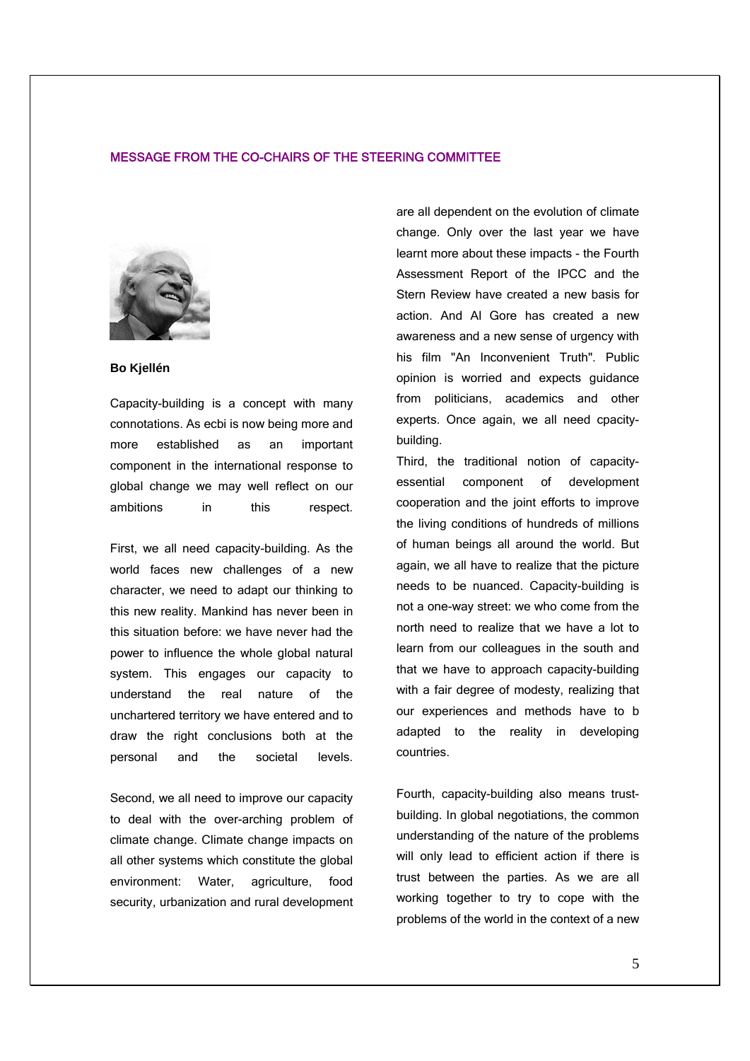## MESSAGE FROM THE CO-CHAIRS OF THE STEERING COMMITTEE

**Bo Kjellén**

Capacity-building is a concept with many connotations. As ecbi is now being more and more established as an important component in the international response to global change we may well reflect on our ambitions in this respect.

First, we all need capacity-building. As the world faces new challenges of a new character, we need to adapt our thinking to this new reality. Mankind has never been in this situation before: we have never had the power to influence the whole global natural system. This engages our capacity to understand the real nature of the unchartered territory we have entered and to draw the right conclusions both at the personal and the societal levels.

Second, we all need to improve our capacity to deal with the over-arching problem of climate change. Climate change impacts on all other systems which constitute the global environment: Water, agriculture, food security, urbanization and rural development are all dependent on the evolution of climate change. Only over the last year we have learnt more about these impacts - the Fourth Assessment Report of the IPCC and the Stern Review have created a new basis for action. And Al Gore has created a new awareness and a new sense of urgency with his film "An Inconvenient Truth". Public opinion is worried and expects guidance from politicians, academics and other experts. Once again, we all need cpacity-building.

Third, the traditional notion of capacity-essential component of development cooperation and the joint efforts to improve the living conditions of hundreds of millions of human beings all around the world. But again, we all have to realize that the picture needs to be nuanced. Capacity-building is not a one-way street: we who come from the north need to realize that we have a lot to learn from our colleagues in the south and that we have to approach capacity-building with a fair degree of modesty, realizing that our experiences and methods have to b adapted to the reality in developing countries.

Fourth, capacity-building also means trust-building. In global negotiations, the common understanding of the nature of the problems will only lead to efficient action if there is trust between the parties. As we are all working together to try to cope with the problems of the world in the context of a new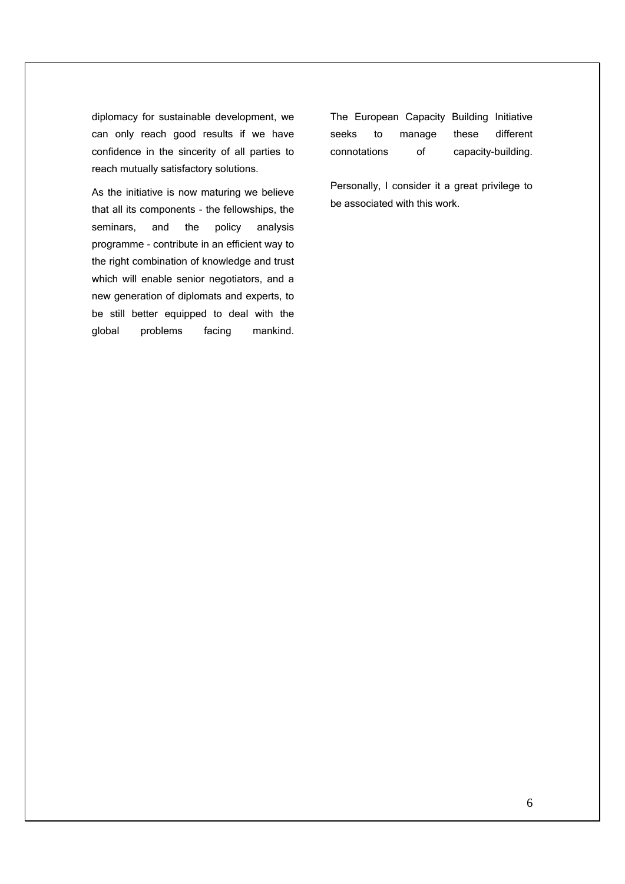diplomacy for sustainable development, we can only reach good results if we have confidence in the sincerity of all parties to reach mutually satisfactory solutions.

As the initiative is now maturing we believe that all its components - the fellowships, the seminars, and the policy analysis programme - contribute in an efficient way to the right combination of knowledge and trust which will enable senior negotiators, and a new generation of diplomats and experts, to be still better equipped to deal with the global problems facing mankind. The European Capacity Building Initiative seeks to manage these different connotations of capacity-building.

Personally, I consider it a great privilege to be associated with this work.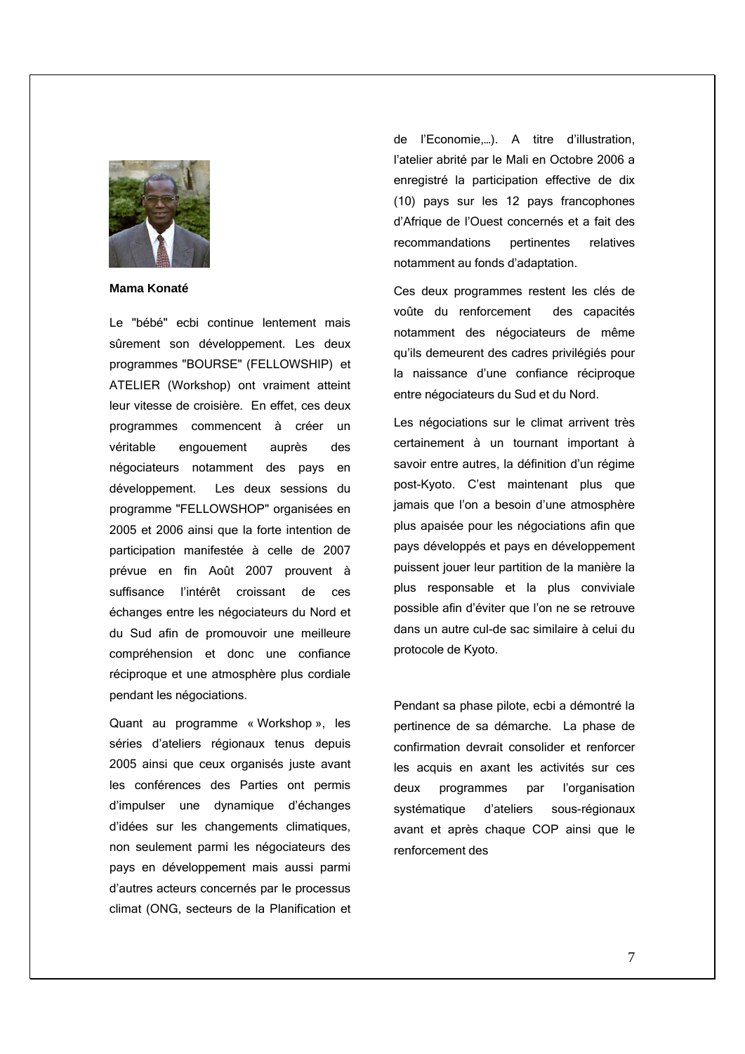**Mama Konaté**

Le "bébé" ecbi continue lentement mais sûrement son développement. Les deux programmes "BOURSE" (FELLOWSHIP) et ATELIER (Workshop) ont vraiment atteint leur vitesse de croisière. En effet, ces deux programmes commencent à créer un véritable engouement auprès des négociateurs notamment des pays en développement. Les deux sessions du programme "FELLOWSHOP" organisées en 2005 et 2006 ainsi que la forte intention de participation manifestée à celle de 2007 prévue en fin Août 2007 prouvent à suffisance l'intérêt croissant de ces échanges entre les négociateurs du Nord et du Sud afin de promouvoir une meilleure compréhension et donc une confiance réciproque et une atmosphère plus cordiale pendant les négociations.

Quant au programme « Workshop », les séries d'ateliers régionaux tenus depuis 2005 ainsi que ceux organisés juste avant les conférences des Parties ont permis d'impulser une dynamique d'échanges d'idées sur les changements climatiques, non seulement parmi les négociateurs des pays en développement mais aussi parmi d'autres acteurs concernés par le processus climat (ONG, secteurs de la Planification et de l'Economie,…). A titre d'illustration, l'atelier abrité par le Mali en Octobre 2006 a enregistré la participation effective de dix (10) pays sur les 12 pays francophones d'Afrique de l'Ouest concernés et a fait des recommandations pertinentes relatives notamment au fonds d'adaptation.

Ces deux programmes restent les clés de voûte du renforcement des capacités notamment des négociateurs de même qu'ils demeurent des cadres privilégiés pour la naissance d'une confiance réciproque entre négociateurs du Sud et du Nord.

Les négociations sur le climat arrivent très certainement à un tournant important à savoir entre autres, la définition d'un régime post-Kyoto. C'est maintenant plus que jamais que l'on a besoin d'une atmosphère plus apaisée pour les négociations afin que pays développés et pays en développement puissent jouer leur partition de la manière la plus responsable et la plus conviviale possible afin d'éviter que l'on ne se retrouve dans un autre cul-de sac similaire à celui du protocole de Kyoto.

Pendant sa phase pilote, ecbi a démontré la pertinence de sa démarche. La phase de confirmation devrait consolider et renforcer les acquis en axant les activités sur ces deux programmes par l'organisation systématique d'ateliers sous-régionaux avant et après chaque COP ainsi que le renforcement des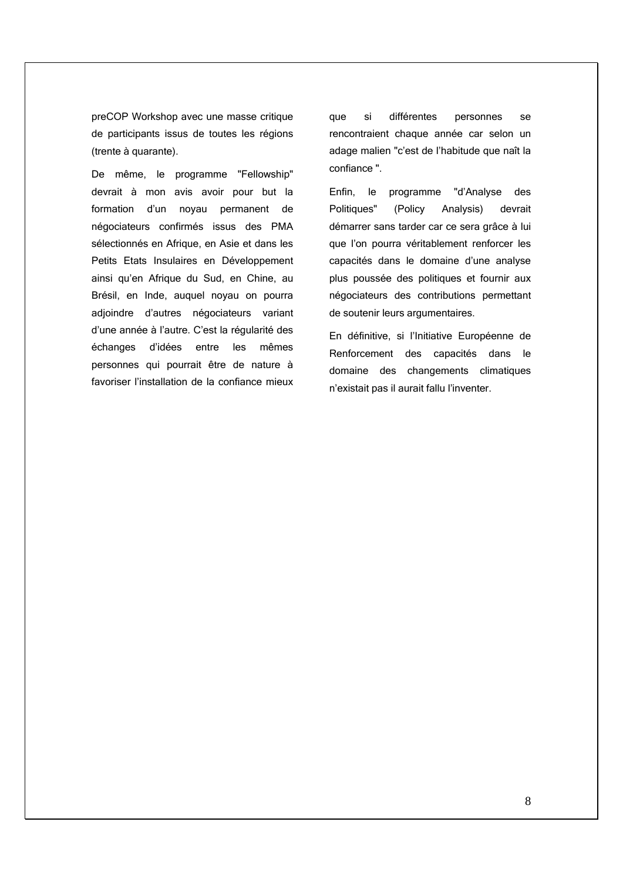preCOP Workshop avec une masse critique de participants issus de toutes les régions (trente à quarante).

De même, le programme "Fellowship" devrait à mon avis avoir pour but la formation d'un noyau permanent de négociateurs confirmés issus des PMA sélectionnés en Afrique, en Asie et dans les Petits Etats Insulaires en Développement ainsi qu'en Afrique du Sud, en Chine, au Brésil, en Inde, auquel noyau on pourra adjoindre d'autres négociateurs variant d'une année à l'autre. C'est la régularité des échanges d'idées entre les mêmes personnes qui pourrait être de nature à favoriser l'installation de la confiance mieux que si différentes personnes se rencontraient chaque année car selon un adage malien "c'est de l'habitude que naît la confiance ".

Enfin, le programme "d'Analyse des Politiques" (Policy Analysis) devrait démarrer sans tarder car ce sera grâce à lui que l'on pourra véritablement renforcer les capacités dans le domaine d'une analyse plus poussée des politiques et fournir aux négociateurs des contributions permettant de soutenir leurs argumentaires.

En définitive, si l'Initiative Européenne de Renforcement des capacités dans le domaine des changements climatiques n'existait pas il aurait fallu l'inventer.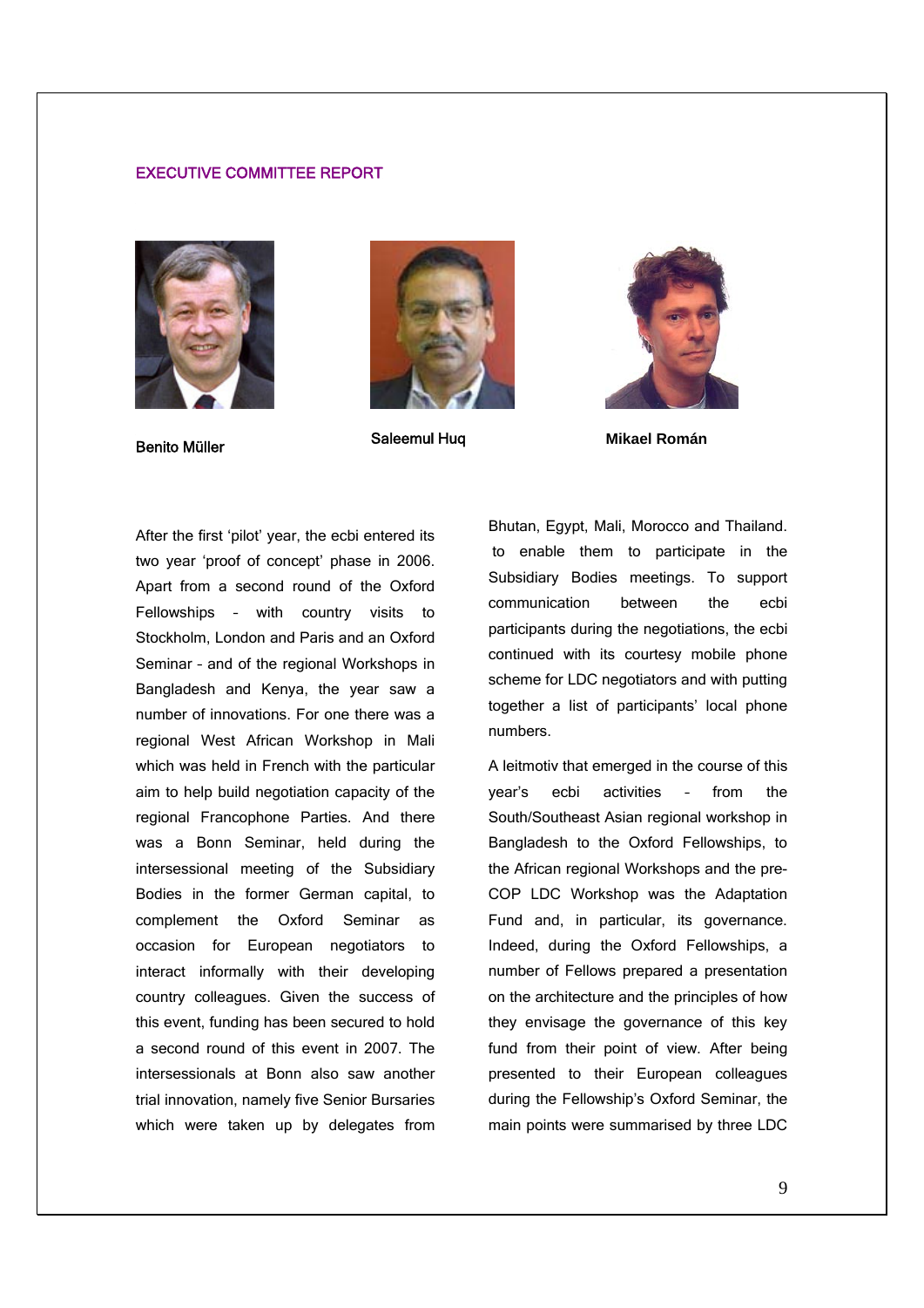## EXECUTIVE COMMITTEE REPORT

**Benito Müller**

**Saleemul Huq**

**Mikael Román**

After the first 'pilot' year, the ecbi entered its two year 'proof of concept' phase in 2006. Apart from a second round of the Oxford Fellowships – with country visits to Stockholm, London and Paris and an Oxford Seminar – and of the regional Workshops in Bangladesh and Kenya, the year saw a number of innovations. For one there was a regional West African Workshop in Mali which was held in French with the particular aim to help build negotiation capacity of the regional Francophone Parties. And there was a Bonn Seminar, held during the intersessional meeting of the Subsidiary Bodies in the former German capital, to complement the Oxford Seminar as occasion for European negotiators to interact informally with their developing country colleagues. Given the success of this event, funding has been secured to hold a second round of this event in 2007. The intersessionals at Bonn also saw another trial innovation, namely five Senior Bursaries which were taken up by delegates from Bhutan, Egypt, Mali, Morocco and Thailand. to enable them to participate in the Subsidiary Bodies meetings. To support communication between the ecbi participants during the negotiations, the ecbi continued with its courtesy mobile phone scheme for LDC negotiators and with putting together a list of participants' local phone numbers.

A leitmotiv that emerged in the course of this year's ecbi activities – from the South/Southeast Asian regional workshop in Bangladesh to the Oxford Fellowships, to the African regional Workshops and the pre-COP LDC Workshop was the Adaptation Fund and, in particular, its governance. Indeed, during the Oxford Fellowships, a number of Fellows prepared a presentation on the architecture and the principles of how they envisage the governance of this key fund from their point of view. After being presented to their European colleagues during the Fellowship's Oxford Seminar, the main points were summarised by three LDC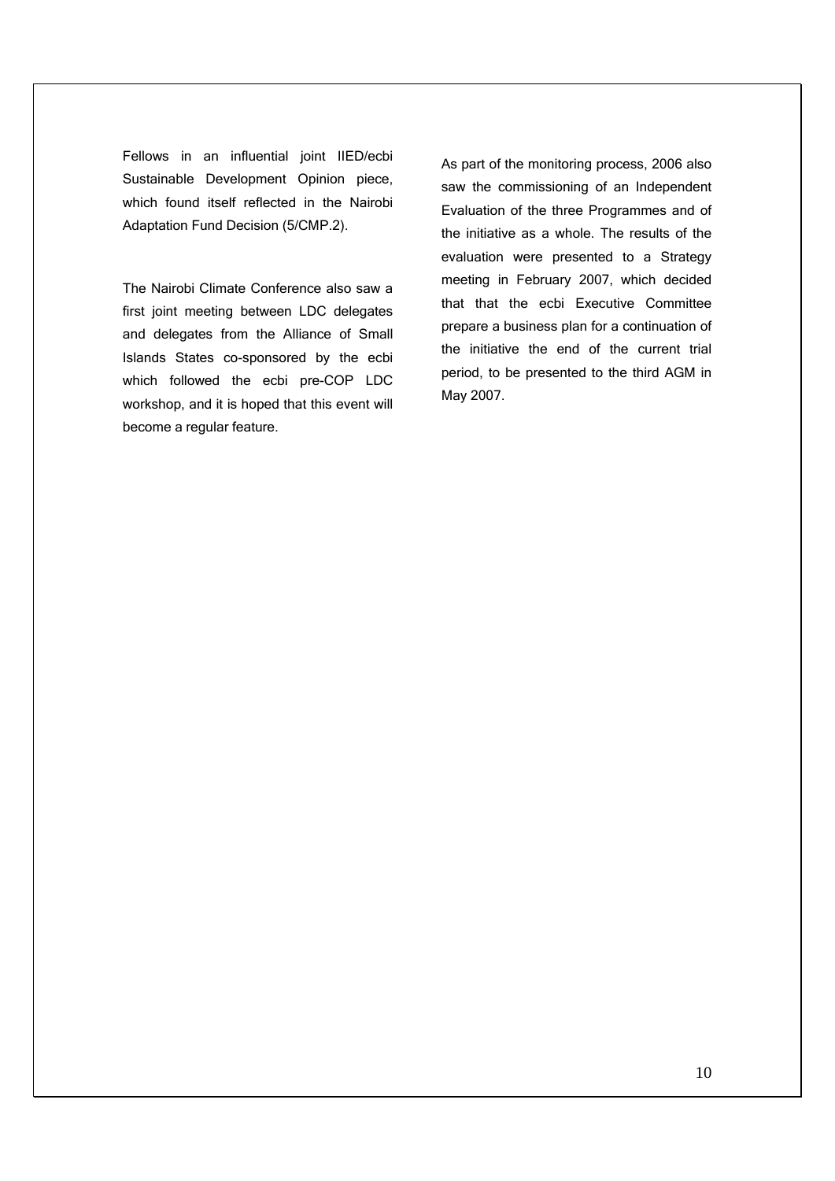Fellows in an influential joint IIED/ecbi Sustainable Development Opinion piece, which found itself reflected in the Nairobi Adaptation Fund Decision (5/CMP.2).

The Nairobi Climate Conference also saw a first joint meeting between LDC delegates and delegates from the Alliance of Small Islands States co-sponsored by the ecbi which followed the ecbi pre-COP LDC workshop, and it is hoped that this event will become a regular feature.

As part of the monitoring process, 2006 also saw the commissioning of an Independent Evaluation of the three Programmes and of the initiative as a whole. The results of the evaluation were presented to a Strategy meeting in February 2007, which decided that that the ecbi Executive Committee prepare a business plan for a continuation of the initiative the end of the current trial period, to be presented to the third AGM in May 2007.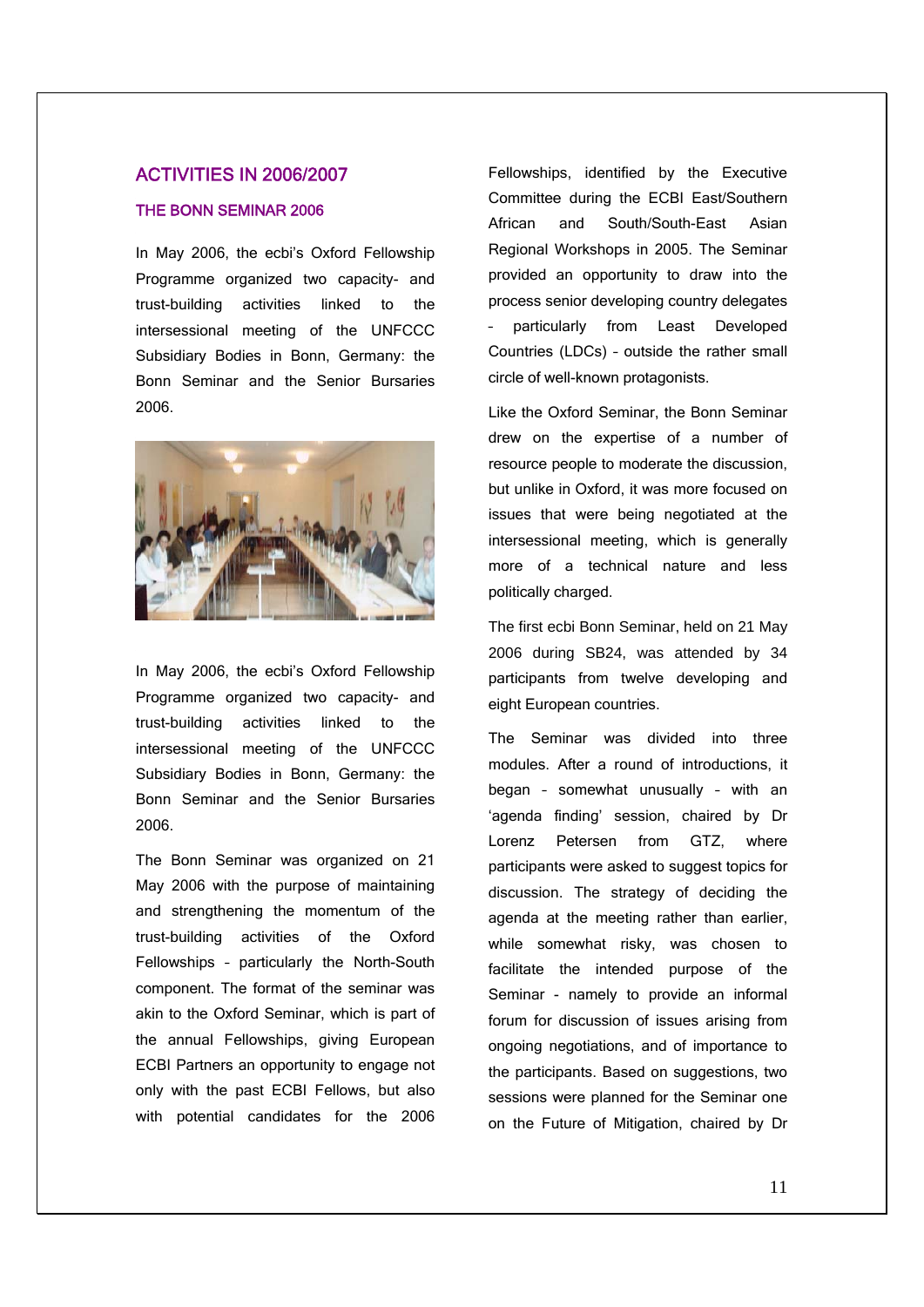## ACTIVITIES IN 2006/2007

### THE BONN SEMINAR 2006

In May 2006, the ecbi's Oxford Fellowship Programme organized two capacity- and trust-building activities linked to the intersessional meeting of the UNFCCC Subsidiary Bodies in Bonn, Germany: the Bonn Seminar and the Senior Bursaries 2006.

In May 2006, the ecbi's Oxford Fellowship Programme organized two capacity- and trust-building activities linked to the intersessional meeting of the UNFCCC Subsidiary Bodies in Bonn, Germany: the Bonn Seminar and the Senior Bursaries 2006.

The Bonn Seminar was organized on 21 May 2006 with the purpose of maintaining and strengthening the momentum of the trust-building activities of the Oxford Fellowships – particularly the North-South component. The format of the seminar was akin to the Oxford Seminar, which is part of the annual Fellowships, giving European ECBI Partners an opportunity to engage not only with the past ECBI Fellows, but also with potential candidates for the 2006 Fellowships, identified by the Executive Committee during the ECBI East/Southern African and South/South-East Asian Regional Workshops in 2005. The Seminar provided an opportunity to draw into the process senior developing country delegates – particularly from Least Developed Countries (LDCs) – outside the rather small circle of well-known protagonists.

Like the Oxford Seminar, the Bonn Seminar drew on the expertise of a number of resource people to moderate the discussion, but unlike in Oxford, it was more focused on issues that were being negotiated at the intersessional meeting, which is generally more of a technical nature and less politically charged.

The first ecbi Bonn Seminar, held on 21 May 2006 during SB24, was attended by 34 participants from twelve developing and eight European countries.

The Seminar was divided into three modules. After a round of introductions, it began – somewhat unusually – with an 'agenda finding' session, chaired by Dr Lorenz Petersen from GTZ, where participants were asked to suggest topics for discussion. The strategy of deciding the agenda at the meeting rather than earlier, while somewhat risky, was chosen to facilitate the intended purpose of the Seminar - namely to provide an informal forum for discussion of issues arising from ongoing negotiations, and of importance to the participants. Based on suggestions, two sessions were planned for the Seminar one on the Future of Mitigation, chaired by Dr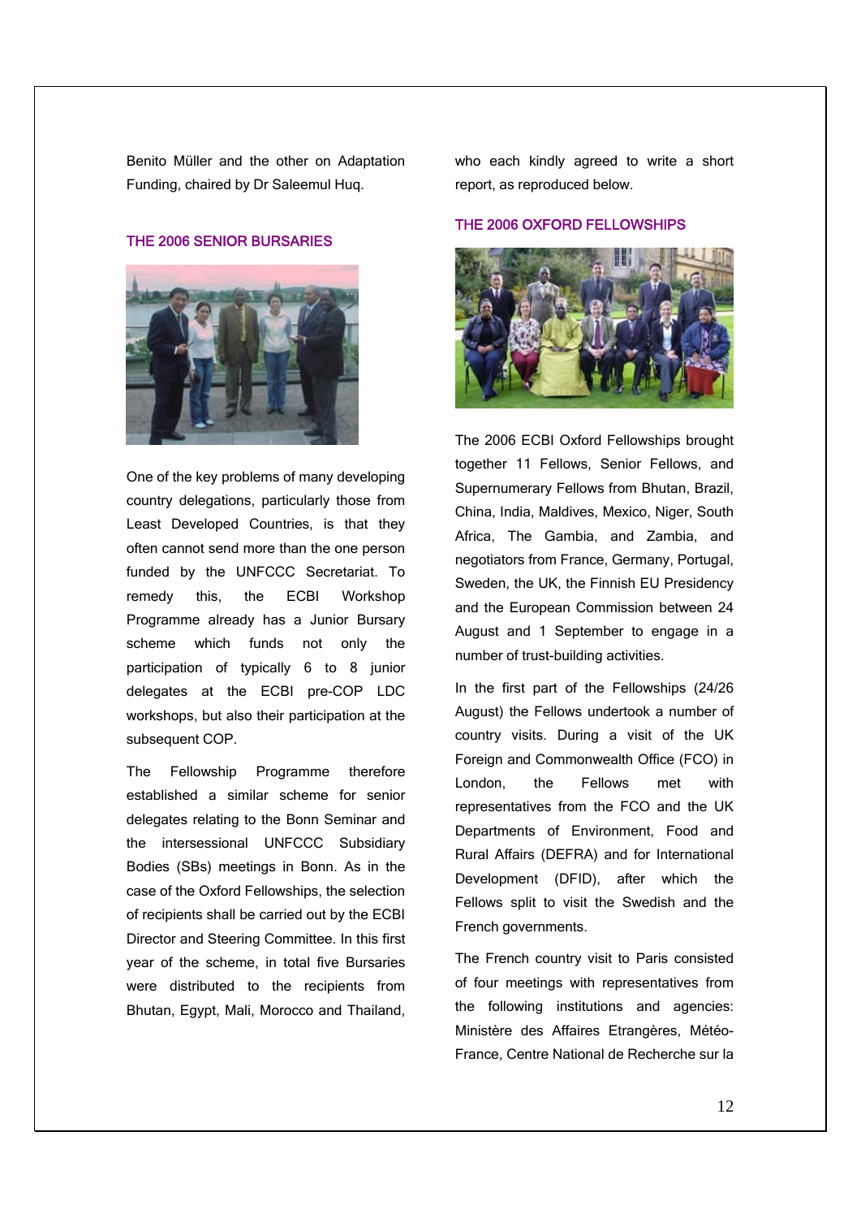Benito Müller and the other on Adaptation Funding, chaired by Dr Saleemul Huq.

## THE 2006 SENIOR BURSARIES

One of the key problems of many developing country delegations, particularly those from Least Developed Countries, is that they often cannot send more than the one person funded by the UNFCCC Secretariat. To remedy this, the ECBI Workshop Programme already has a Junior Bursary scheme which funds not only the participation of typically 6 to 8 junior delegates at the ECBI pre-COP LDC workshops, but also their participation at the subsequent COP.

The Fellowship Programme therefore established a similar scheme for senior delegates relating to the Bonn Seminar and the intersessional UNFCCC Subsidiary Bodies (SBs) meetings in Bonn. As in the case of the Oxford Fellowships, the selection of recipients shall be carried out by the ECBI Director and Steering Committee. In this first year of the scheme, in total five Bursaries were distributed to the recipients from Bhutan, Egypt, Mali, Morocco and Thailand, who each kindly agreed to write a short report, as reproduced below.

## THE 2006 OXFORD FELLOWSHIPS

The 2006 ECBI Oxford Fellowships brought together 11 Fellows, Senior Fellows, and Supernumerary Fellows from Bhutan, Brazil, China, India, Maldives, Mexico, Niger, South Africa, The Gambia, and Zambia, and negotiators from France, Germany, Portugal, Sweden, the UK, the Finnish EU Presidency and the European Commission between 24 August and 1 September to engage in a number of trust-building activities.

In the first part of the Fellowships (24/26 August) the Fellows undertook a number of country visits. During a visit of the UK Foreign and Commonwealth Office (FCO) in London, the Fellows met with representatives from the FCO and the UK Departments of Environment, Food and Rural Affairs (DEFRA) and for International Development (DFID), after which the Fellows split to visit the Swedish and the French governments.

The French country visit to Paris consisted of four meetings with representatives from the following institutions and agencies: Ministère des Affaires Etrangères, Météo-France, Centre National de Recherche sur la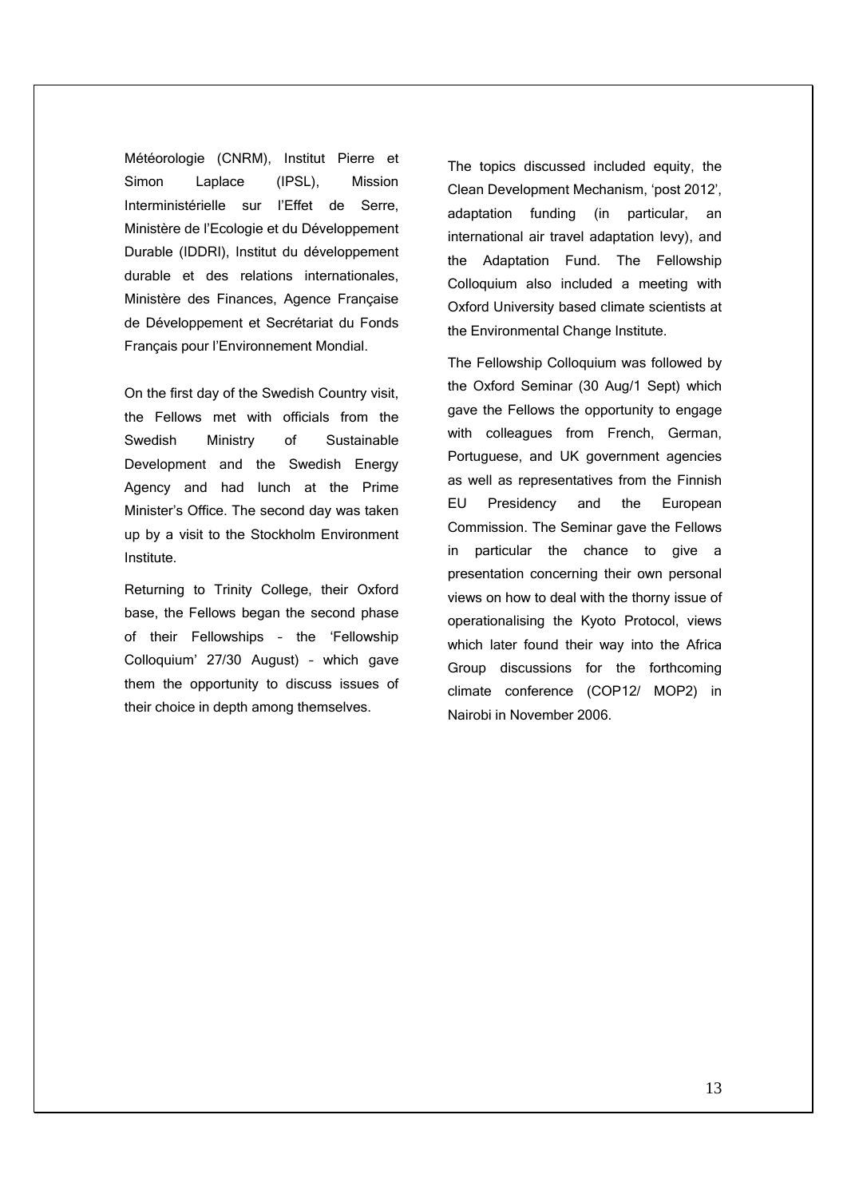Météorologie (CNRM), Institut Pierre et Simon Laplace (IPSL), Mission Interministérielle sur l'Effet de Serre, Ministère de l'Ecologie et du Développement Durable (IDDRI), Institut du développement durable et des relations internationales, Ministère des Finances, Agence Française de Développement et Secrétariat du Fonds Français pour l'Environnement Mondial.

On the first day of the Swedish Country visit, the Fellows met with officials from the Swedish Ministry of Sustainable Development and the Swedish Energy Agency and had lunch at the Prime Minister's Office. The second day was taken up by a visit to the Stockholm Environment Institute.

Returning to Trinity College, their Oxford base, the Fellows began the second phase of their Fellowships – the 'Fellowship Colloquium' 27/30 August) – which gave them the opportunity to discuss issues of their choice in depth among themselves.

The topics discussed included equity, the Clean Development Mechanism, 'post 2012', adaptation funding (in particular, an international air travel adaptation levy), and the Adaptation Fund. The Fellowship Colloquium also included a meeting with Oxford University based climate scientists at the Environmental Change Institute.

The Fellowship Colloquium was followed by the Oxford Seminar (30 Aug/1 Sept) which gave the Fellows the opportunity to engage with colleagues from French, German, Portuguese, and UK government agencies as well as representatives from the Finnish EU Presidency and the European Commission. The Seminar gave the Fellows in particular the chance to give a presentation concerning their own personal views on how to deal with the thorny issue of operationalising the Kyoto Protocol, views which later found their way into the Africa Group discussions for the forthcoming climate conference (COP12/ MOP2) in Nairobi in November 2006.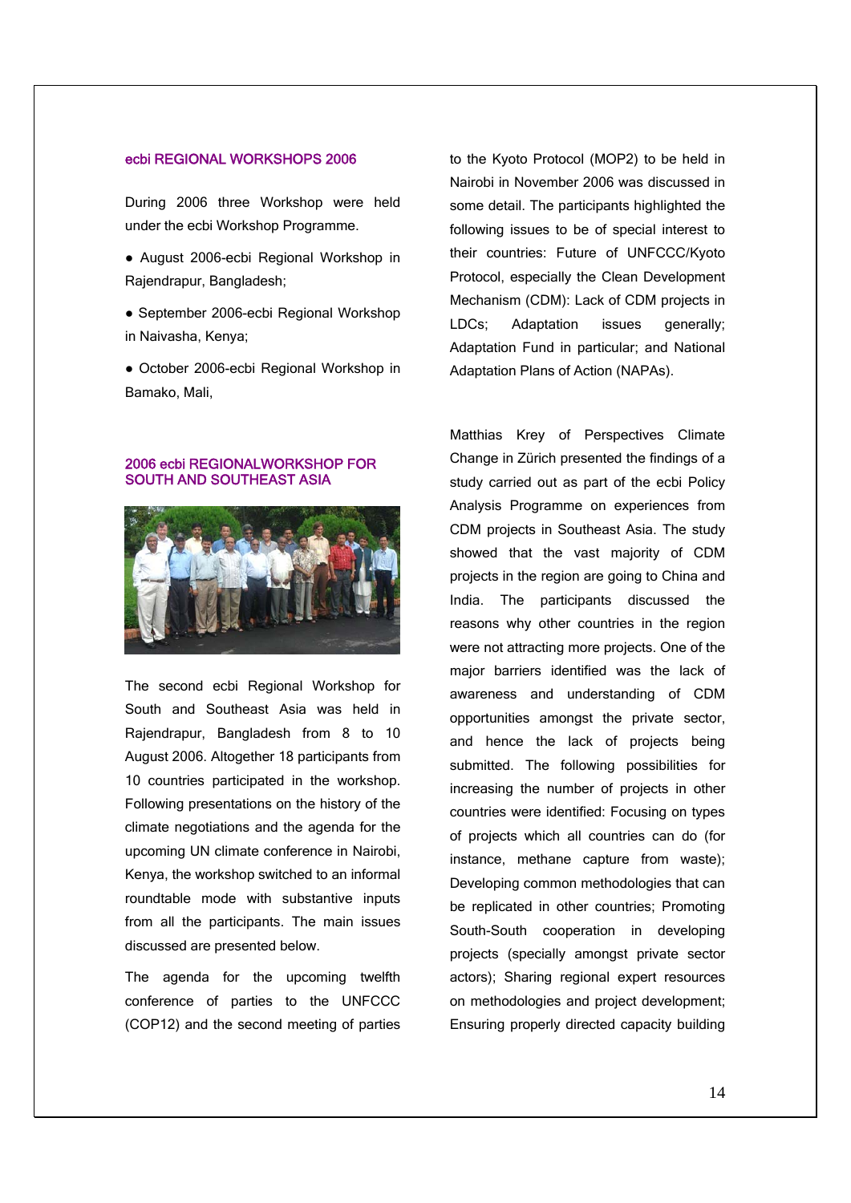## ecbi REGIONAL WORKSHOPS 2006

During 2006 three Workshop were held under the ecbi Workshop Programme.

- August 2006-ecbi Regional Workshop in Rajendrapur, Bangladesh;
- September 2006-ecbi Regional Workshop in Naivasha, Kenya;
- October 2006-ecbi Regional Workshop in Bamako, Mali,

## 2006 ecbi REGIONALWORKSHOP FOR SOUTH AND SOUTHEAST ASIA

The second ecbi Regional Workshop for South and Southeast Asia was held in Rajendrapur, Bangladesh from 8 to 10 August 2006. Altogether 18 participants from 10 countries participated in the workshop. Following presentations on the history of the climate negotiations and the agenda for the upcoming UN climate conference in Nairobi, Kenya, the workshop switched to an informal roundtable mode with substantive inputs from all the participants. The main issues discussed are presented below.

The agenda for the upcoming twelfth conference of parties to the UNFCCC (COP12) and the second meeting of parties to the Kyoto Protocol (MOP2) to be held in Nairobi in November 2006 was discussed in some detail. The participants highlighted the following issues to be of special interest to their countries: Future of UNFCCC/Kyoto Protocol, especially the Clean Development Mechanism (CDM): Lack of CDM projects in LDCs; Adaptation issues generally; Adaptation Fund in particular; and National Adaptation Plans of Action (NAPAs).

Matthias Krey of Perspectives Climate Change in Zürich presented the findings of a study carried out as part of the ecbi Policy Analysis Programme on experiences from CDM projects in Southeast Asia. The study showed that the vast majority of CDM projects in the region are going to China and India. The participants discussed the reasons why other countries in the region were not attracting more projects. One of the major barriers identified was the lack of awareness and understanding of CDM opportunities amongst the private sector, and hence the lack of projects being submitted. The following possibilities for increasing the number of projects in other countries were identified: Focusing on types of projects which all countries can do (for instance, methane capture from waste); Developing common methodologies that can be replicated in other countries; Promoting South-South cooperation in developing projects (specially amongst private sector actors); Sharing regional expert resources on methodologies and project development; Ensuring properly directed capacity building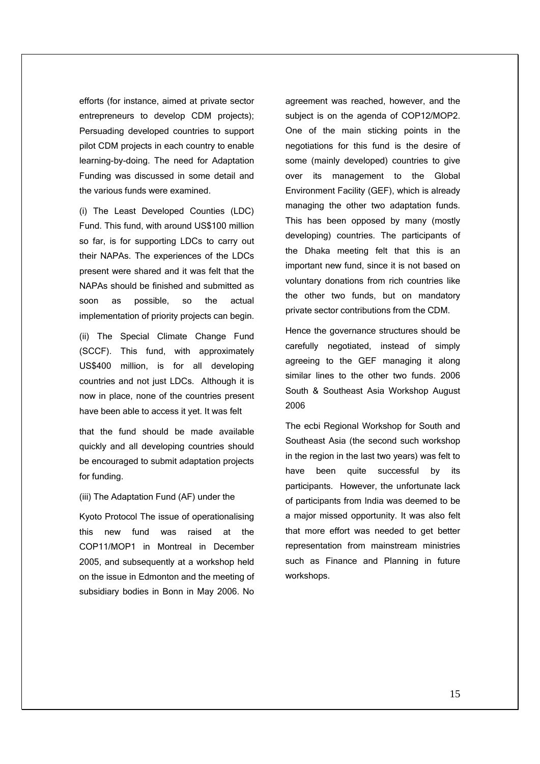efforts (for instance, aimed at private sector entrepreneurs to develop CDM projects); Persuading developed countries to support pilot CDM projects in each country to enable learning-by-doing. The need for Adaptation Funding was discussed in some detail and the various funds were examined.

(i) The Least Developed Counties (LDC) Fund. This fund, with around US$100 million so far, is for supporting LDCs to carry out their NAPAs. The experiences of the LDCs present were shared and it was felt that the NAPAs should be finished and submitted as soon as possible, so the actual implementation of priority projects can begin.

(ii) The Special Climate Change Fund (SCCF). This fund, with approximately US$400 million, is for all developing countries and not just LDCs. Although it is now in place, none of the countries present have been able to access it yet. It was felt that the fund should be made available quickly and all developing countries should be encouraged to submit adaptation projects for funding.

(iii) The Adaptation Fund (AF) under the Kyoto Protocol The issue of operationalising this new fund was raised at the COP11/MOP1 in Montreal in December 2005, and subsequently at a workshop held on the issue in Edmonton and the meeting of subsidiary bodies in Bonn in May 2006. No agreement was reached, however, and the subject is on the agenda of COP12/MOP2. One of the main sticking points in the negotiations for this fund is the desire of some (mainly developed) countries to give over its management to the Global Environment Facility (GEF), which is already managing the other two adaptation funds. This has been opposed by many (mostly developing) countries. The participants of the Dhaka meeting felt that this is an important new fund, since it is not based on voluntary donations from rich countries like the other two funds, but on mandatory private sector contributions from the CDM.

Hence the governance structures should be carefully negotiated, instead of simply agreeing to the GEF managing it along similar lines to the other two funds. 2006 South & Southeast Asia Workshop August 2006

The ecbi Regional Workshop for South and Southeast Asia (the second such workshop in the region in the last two years) was felt to have been quite successful by its participants. However, the unfortunate lack of participants from India was deemed to be a major missed opportunity. It was also felt that more effort was needed to get better representation from mainstream ministries such as Finance and Planning in future workshops.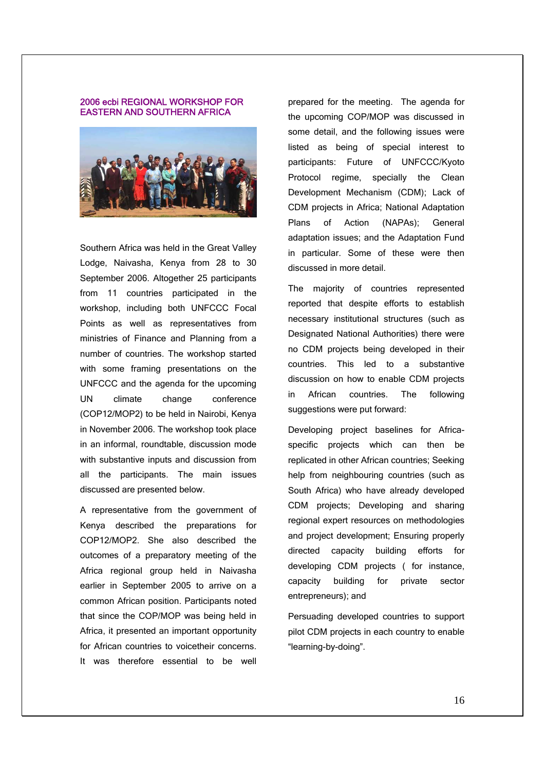## 2006 ecbi REGIONAL WORKSHOP FOR EASTERN AND SOUTHERN AFRICA

Southern Africa was held in the Great Valley Lodge, Naivasha, Kenya from 28 to 30 September 2006. Altogether 25 participants from 11 countries participated in the workshop, including both UNFCCC Focal Points as well as representatives from ministries of Finance and Planning from a number of countries. The workshop started with some framing presentations on the UNFCCC and the agenda for the upcoming UN climate change conference (COP12/MOP2) to be held in Nairobi, Kenya in November 2006. The workshop took place in an informal, roundtable, discussion mode with substantive inputs and discussion from all the participants. The main issues discussed are presented below.

A representative from the government of Kenya described the preparations for COP12/MOP2. She also described the outcomes of a preparatory meeting of the Africa regional group held in Naivasha earlier in September 2005 to arrive on a common African position. Participants noted that since the COP/MOP was being held in Africa, it presented an important opportunity for African countries to voicetheir concerns. It was therefore essential to be well prepared for the meeting. The agenda for the upcoming COP/MOP was discussed in some detail, and the following issues were listed as being of special interest to participants: Future of UNFCCC/Kyoto Protocol regime, specially the Clean Development Mechanism (CDM); Lack of CDM projects in Africa; National Adaptation Plans of Action (NAPAs); General adaptation issues; and the Adaptation Fund in particular. Some of these were then discussed in more detail.

The majority of countries represented reported that despite efforts to establish necessary institutional structures (such as Designated National Authorities) there were no CDM projects being developed in their countries. This led to a substantive discussion on how to enable CDM projects in African countries. The following suggestions were put forward:

Developing project baselines for Africa-specific projects which can then be replicated in other African countries; Seeking help from neighbouring countries (such as South Africa) who have already developed CDM projects; Developing and sharing regional expert resources on methodologies and project development; Ensuring properly directed capacity building efforts for developing CDM projects ( for instance, capacity building for private sector entrepreneurs); and

Persuading developed countries to support pilot CDM projects in each country to enable “learning-by-doing”.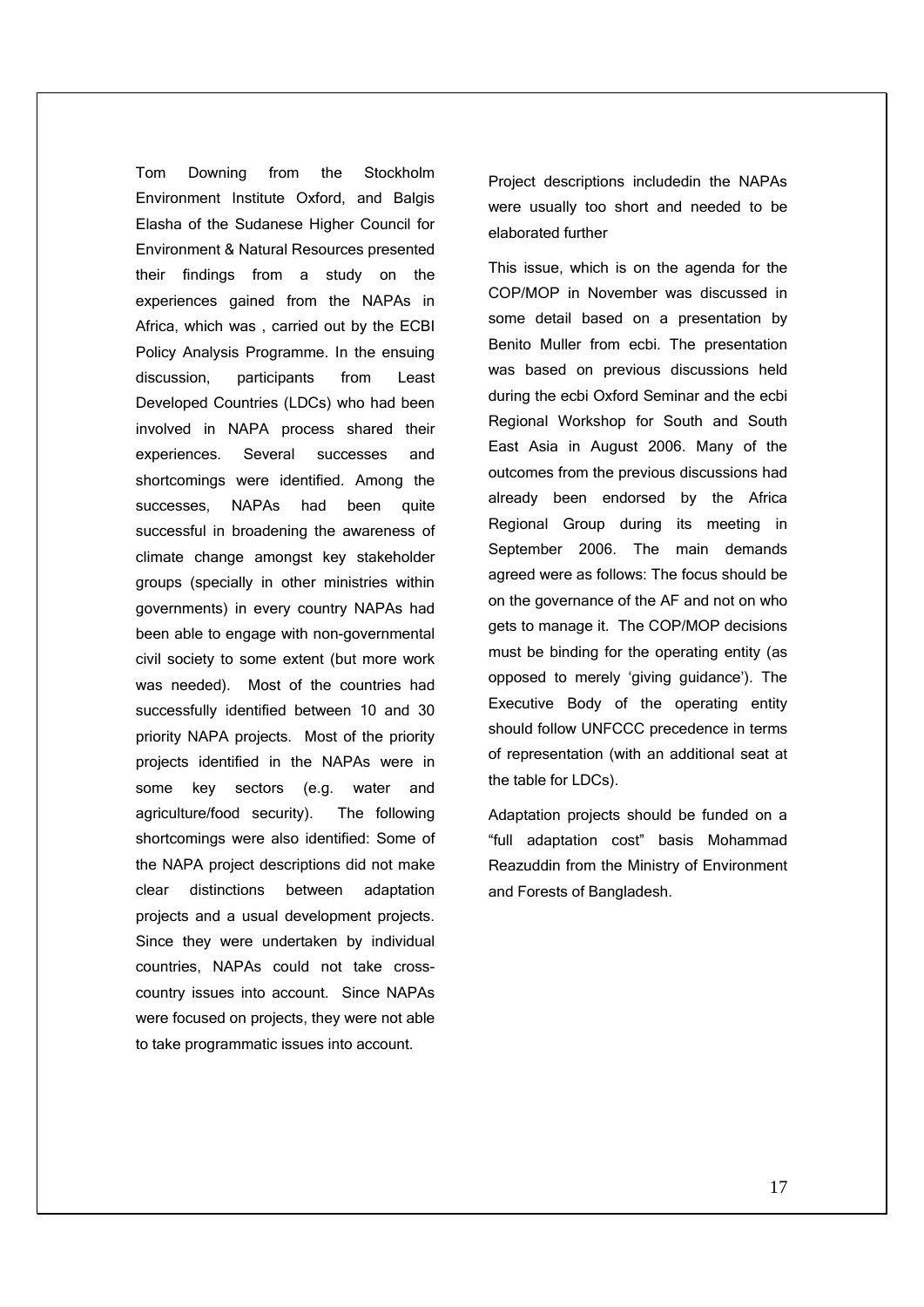Tom Downing from the Stockholm Environment Institute Oxford, and Balgis Elasha of the Sudanese Higher Council for Environment & Natural Resources presented their findings from a study on the experiences gained from the NAPAs in Africa, which was , carried out by the ECBI Policy Analysis Programme. In the ensuing discussion, participants from Least Developed Countries (LDCs) who had been involved in NAPA process shared their experiences. Several successes and shortcomings were identified. Among the successes, NAPAs had been quite successful in broadening the awareness of climate change amongst key stakeholder groups (specially in other ministries within governments) in every country NAPAs had been able to engage with non-governmental civil society to some extent (but more work was needed). Most of the countries had successfully identified between 10 and 30 priority NAPA projects. Most of the priority projects identified in the NAPAs were in some key sectors (e.g. water and agriculture/food security). The following shortcomings were also identified: Some of the NAPA project descriptions did not make clear distinctions between adaptation projects and a usual development projects. Since they were undertaken by individual countries, NAPAs could not take cross-country issues into account. Since NAPAs were focused on projects, they were not able to take programmatic issues into account.

Project descriptions includedin the NAPAs were usually too short and needed to be elaborated further

This issue, which is on the agenda for the COP/MOP in November was discussed in some detail based on a presentation by Benito Muller from ecbi. The presentation was based on previous discussions held during the ecbi Oxford Seminar and the ecbi Regional Workshop for South and South East Asia in August 2006. Many of the outcomes from the previous discussions had already been endorsed by the Africa Regional Group during its meeting in September 2006. The main demands agreed were as follows: The focus should be on the governance of the AF and not on who gets to manage it. The COP/MOP decisions must be binding for the operating entity (as opposed to merely 'giving guidance'). The Executive Body of the operating entity should follow UNFCCC precedence in terms of representation (with an additional seat at the table for LDCs).

Adaptation projects should be funded on a "full adaptation cost" basis Mohammad Reazuddin from the Ministry of Environment and Forests of Bangladesh.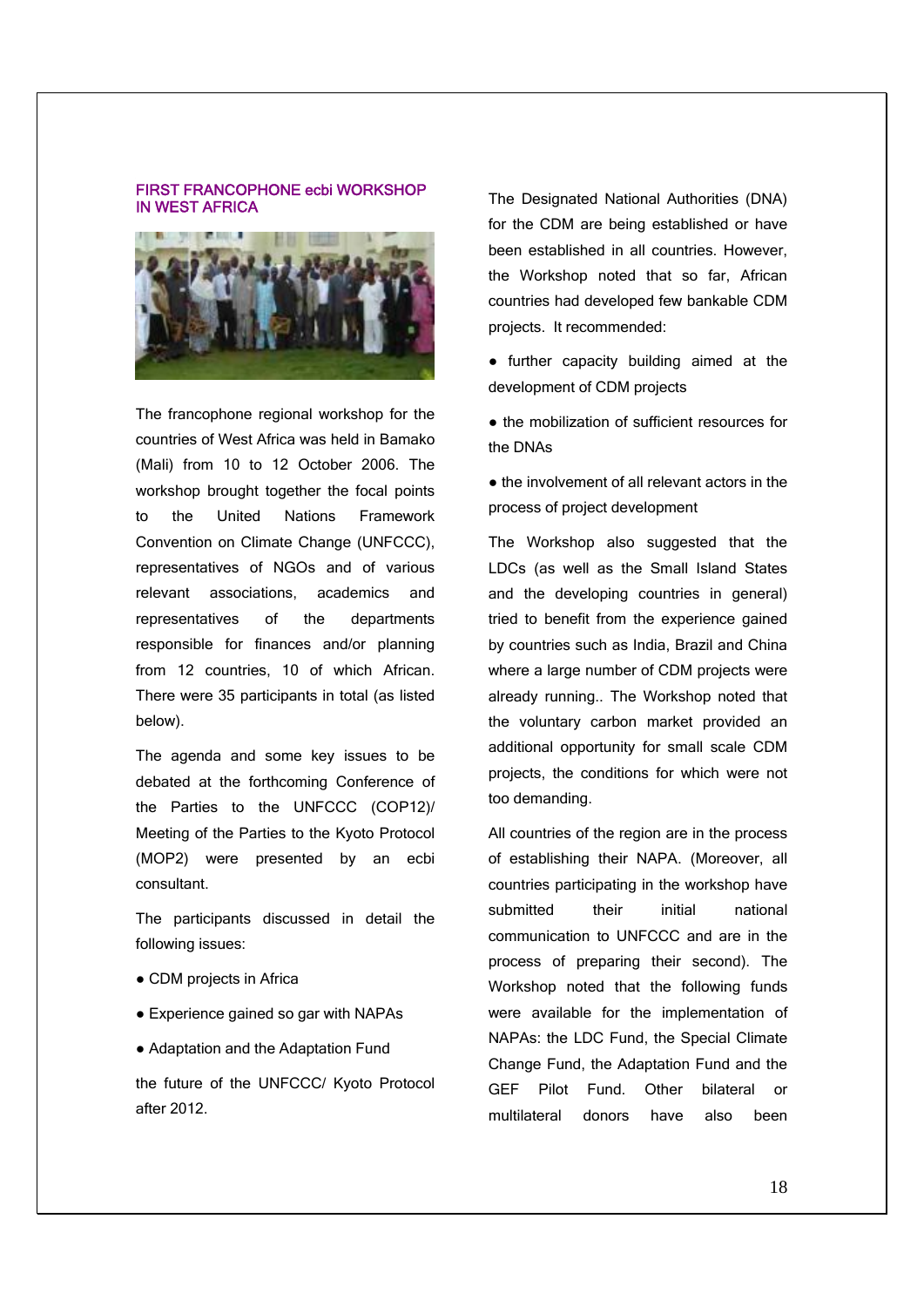## FIRST FRANCOPHONE ecbi WORKSHOP IN WEST AFRICA

The francophone regional workshop for the countries of West Africa was held in Bamako (Mali) from 10 to 12 October 2006. The workshop brought together the focal points to the United Nations Framework Convention on Climate Change (UNFCCC), representatives of NGOs and of various relevant associations, academics and representatives of the departments responsible for finances and/or planning from 12 countries, 10 of which African. There were 35 participants in total (as listed below).

The agenda and some key issues to be debated at the forthcoming Conference of the Parties to the UNFCCC (COP12)/ Meeting of the Parties to the Kyoto Protocol (MOP2) were presented by an ecbi consultant.

The participants discussed in detail the following issues:

- CDM projects in Africa
- Experience gained so gar with NAPAs
- Adaptation and the Adaptation Fund

the future of the UNFCCC/ Kyoto Protocol after 2012.

The Designated National Authorities (DNA) for the CDM are being established or have been established in all countries. However, the Workshop noted that so far, African countries had developed few bankable CDM projects. It recommended:

- further capacity building aimed at the development of CDM projects
- the mobilization of sufficient resources for the DNAs
- the involvement of all relevant actors in the process of project development

The Workshop also suggested that the LDCs (as well as the Small Island States and the developing countries in general) tried to benefit from the experience gained by countries such as India, Brazil and China where a large number of CDM projects were already running.. The Workshop noted that the voluntary carbon market provided an additional opportunity for small scale CDM projects, the conditions for which were not too demanding.

All countries of the region are in the process of establishing their NAPA. (Moreover, all countries participating in the workshop have submitted their initial national communication to UNFCCC and are in the process of preparing their second). The Workshop noted that the following funds were available for the implementation of NAPAs: the LDC Fund, the Special Climate Change Fund, the Adaptation Fund and the GEF Pilot Fund. Other bilateral or multilateral donors have also been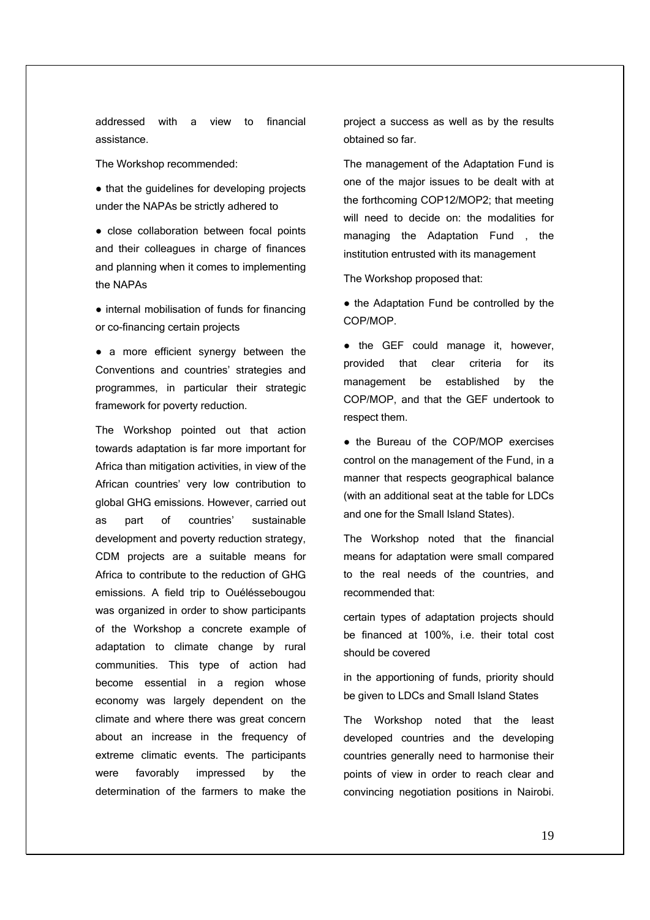addressed with a view to financial assistance.

The Workshop recommended:

- that the guidelines for developing projects under the NAPAs be strictly adhered to
- close collaboration between focal points and their colleagues in charge of finances and planning when it comes to implementing the NAPAs
- internal mobilisation of funds for financing or co-financing certain projects
- a more efficient synergy between the Conventions and countries' strategies and programmes, in particular their strategic framework for poverty reduction.

The Workshop pointed out that action towards adaptation is far more important for Africa than mitigation activities, in view of the African countries' very low contribution to global GHG emissions. However, carried out as part of countries' sustainable development and poverty reduction strategy, CDM projects are a suitable means for Africa to contribute to the reduction of GHG emissions. A field trip to Ouélésséebougou was organized in order to show participants of the Workshop a concrete example of adaptation to climate change by rural communities. This type of action had become essential in a region whose economy was largely dependent on the climate and where there was great concern about an increase in the frequency of extreme climatic events. The participants were favorably impressed by the determination of the farmers to make the project a success as well as by the results obtained so far.

The management of the Adaptation Fund is one of the major issues to be dealt with at the forthcoming COP12/MOP2; that meeting will need to decide on: the modalities for managing the Adaptation Fund , the institution entrusted with its management

The Workshop proposed that:

- the Adaptation Fund be controlled by the COP/MOP.
- the GEF could manage it, however, provided that clear criteria for its management be established by the COP/MOP, and that the GEF undertook to respect them.
- the Bureau of the COP/MOP exercises control on the management of the Fund, in a manner that respects geographical balance (with an additional seat at the table for LDCs and one for the Small Island States).

The Workshop noted that the financial means for adaptation were small compared to the real needs of the countries, and recommended that:

certain types of adaptation projects should be financed at 100%, i.e. their total cost should be covered

in the apportioning of funds, priority should be given to LDCs and Small Island States

The Workshop noted that the least developed countries and the developing countries generally need to harmonise their points of view in order to reach clear and convincing negotiation positions in Nairobi.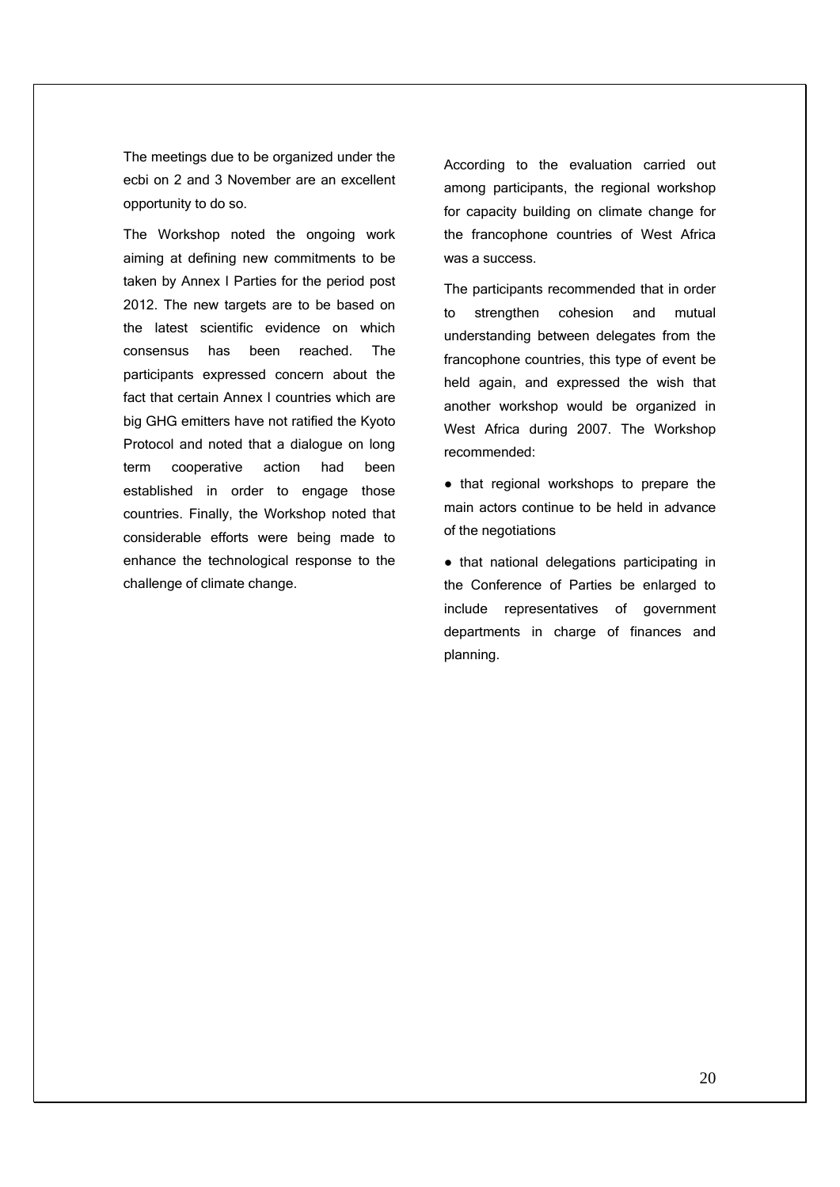The meetings due to be organized under the ecbi on 2 and 3 November are an excellent opportunity to do so.

The Workshop noted the ongoing work aiming at defining new commitments to be taken by Annex I Parties for the period post 2012. The new targets are to be based on the latest scientific evidence on which consensus has been reached. The participants expressed concern about the fact that certain Annex I countries which are big GHG emitters have not ratified the Kyoto Protocol and noted that a dialogue on long term cooperative action had been established in order to engage those countries. Finally, the Workshop noted that considerable efforts were being made to enhance the technological response to the challenge of climate change.

According to the evaluation carried out among participants, the regional workshop for capacity building on climate change for the francophone countries of West Africa was a success.

The participants recommended that in order to strengthen cohesion and mutual understanding between delegates from the francophone countries, this type of event be held again, and expressed the wish that another workshop would be organized in West Africa during 2007. The Workshop recommended:

- that regional workshops to prepare the main actors continue to be held in advance of the negotiations
- that national delegations participating in the Conference of Parties be enlarged to include representatives of government departments in charge of finances and planning.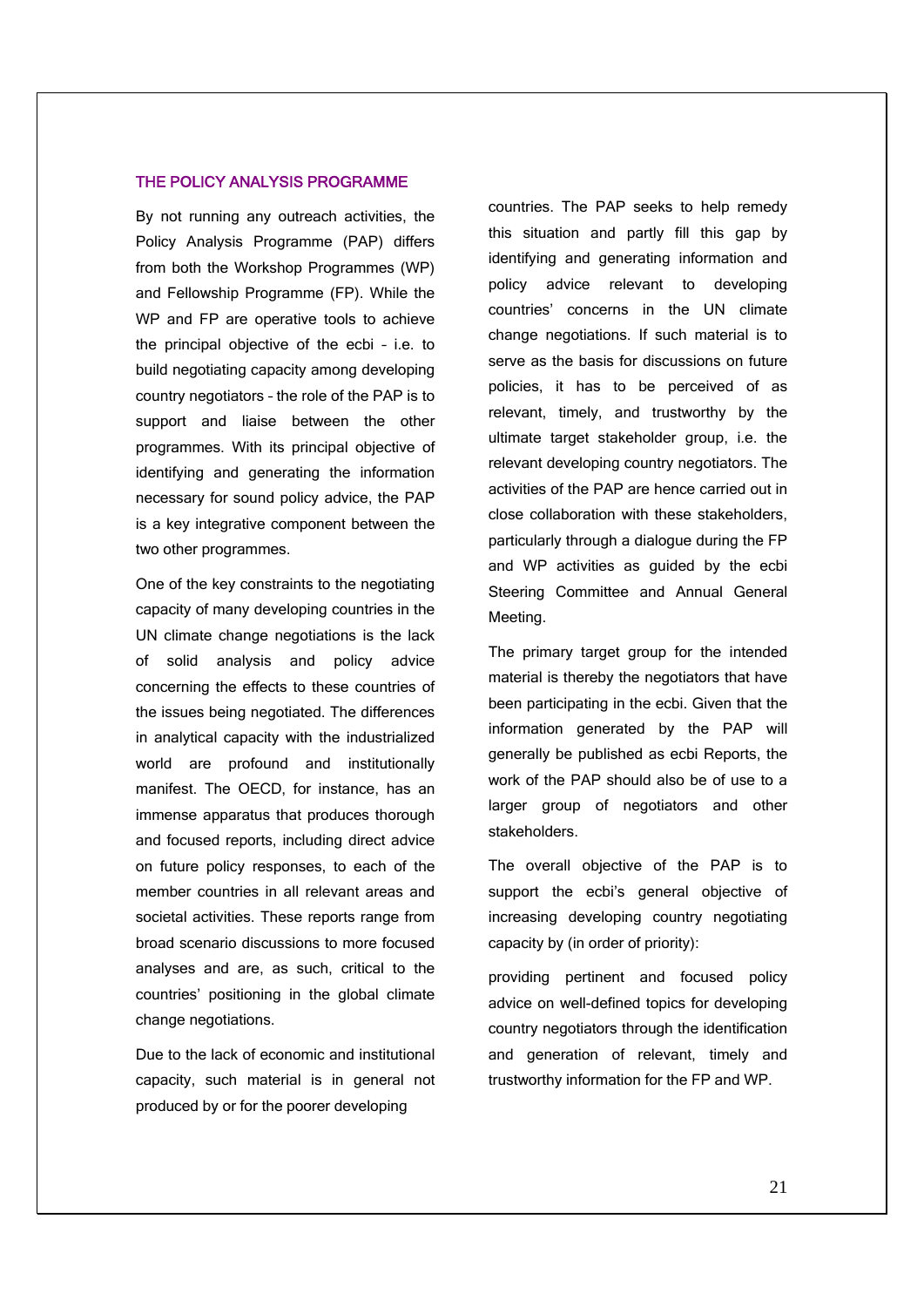## THE POLICY ANALYSIS PROGRAMME

By not running any outreach activities, the Policy Analysis Programme (PAP) differs from both the Workshop Programmes (WP) and Fellowship Programme (FP). While the WP and FP are operative tools to achieve the principal objective of the ecbi – i.e. to build negotiating capacity among developing country negotiators – the role of the PAP is to support and liaise between the other programmes. With its principal objective of identifying and generating the information necessary for sound policy advice, the PAP is a key integrative component between the two other programmes.

One of the key constraints to the negotiating capacity of many developing countries in the UN climate change negotiations is the lack of solid analysis and policy advice concerning the effects to these countries of the issues being negotiated. The differences in analytical capacity with the industrialized world are profound and institutionally manifest. The OECD, for instance, has an immense apparatus that produces thorough and focused reports, including direct advice on future policy responses, to each of the member countries in all relevant areas and societal activities. These reports range from broad scenario discussions to more focused analyses and are, as such, critical to the countries' positioning in the global climate change negotiations.

Due to the lack of economic and institutional capacity, such material is in general not produced by or for the poorer developing countries. The PAP seeks to help remedy this situation and partly fill this gap by identifying and generating information and policy advice relevant to developing countries' concerns in the UN climate change negotiations. If such material is to serve as the basis for discussions on future policies, it has to be perceived of as relevant, timely, and trustworthy by the ultimate target stakeholder group, i.e. the relevant developing country negotiators. The activities of the PAP are hence carried out in close collaboration with these stakeholders, particularly through a dialogue during the FP and WP activities as guided by the ecbi Steering Committee and Annual General Meeting.

The primary target group for the intended material is thereby the negotiators that have been participating in the ecbi. Given that the information generated by the PAP will generally be published as ecbi Reports, the work of the PAP should also be of use to a larger group of negotiators and other stakeholders.

The overall objective of the PAP is to support the ecbi's general objective of increasing developing country negotiating capacity by (in order of priority):

providing pertinent and focused policy advice on well-defined topics for developing country negotiators through the identification and generation of relevant, timely and trustworthy information for the FP and WP.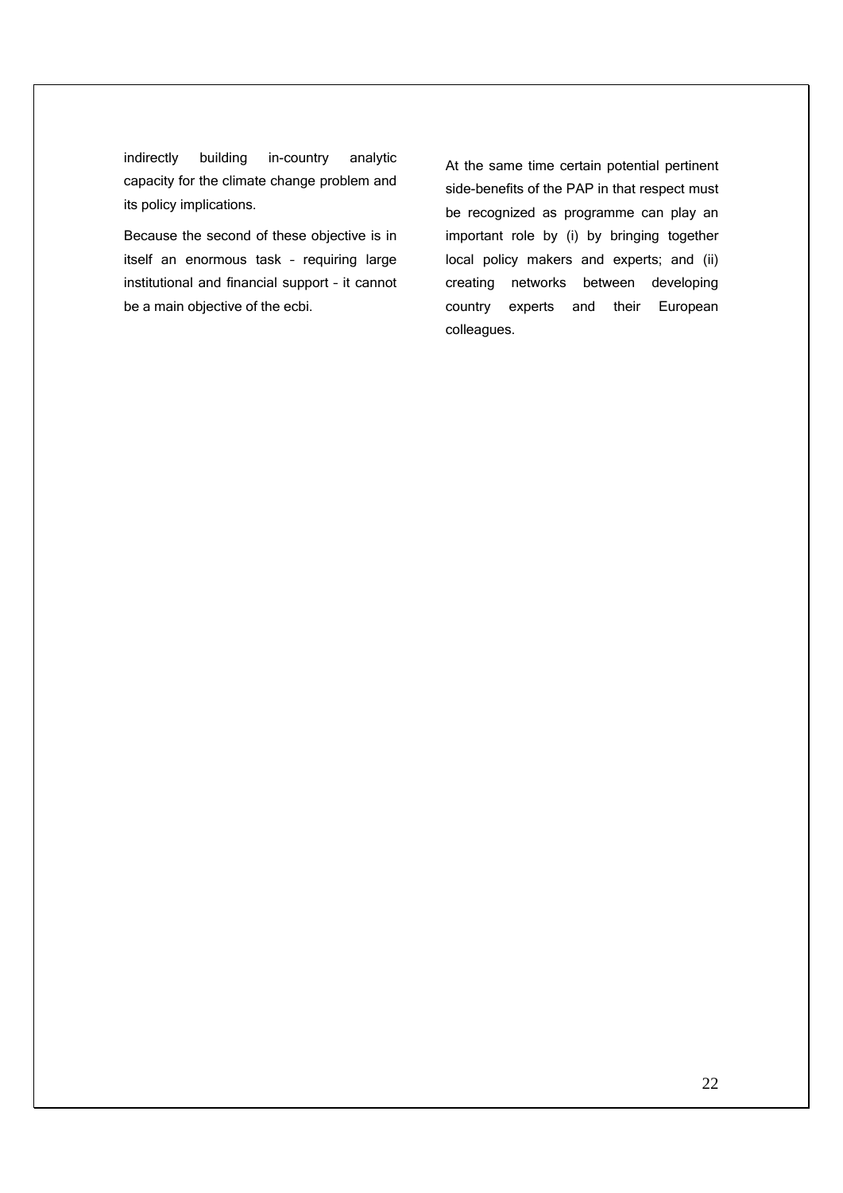indirectly building in-country analytic capacity for the climate change problem and its policy implications.

Because the second of these objective is in itself an enormous task – requiring large institutional and financial support – it cannot be a main objective of the ecbi.

At the same time certain potential pertinent side-benefits of the PAP in that respect must be recognized as programme can play an important role by (i) by bringing together local policy makers and experts; and (ii) creating networks between developing country experts and their European colleagues.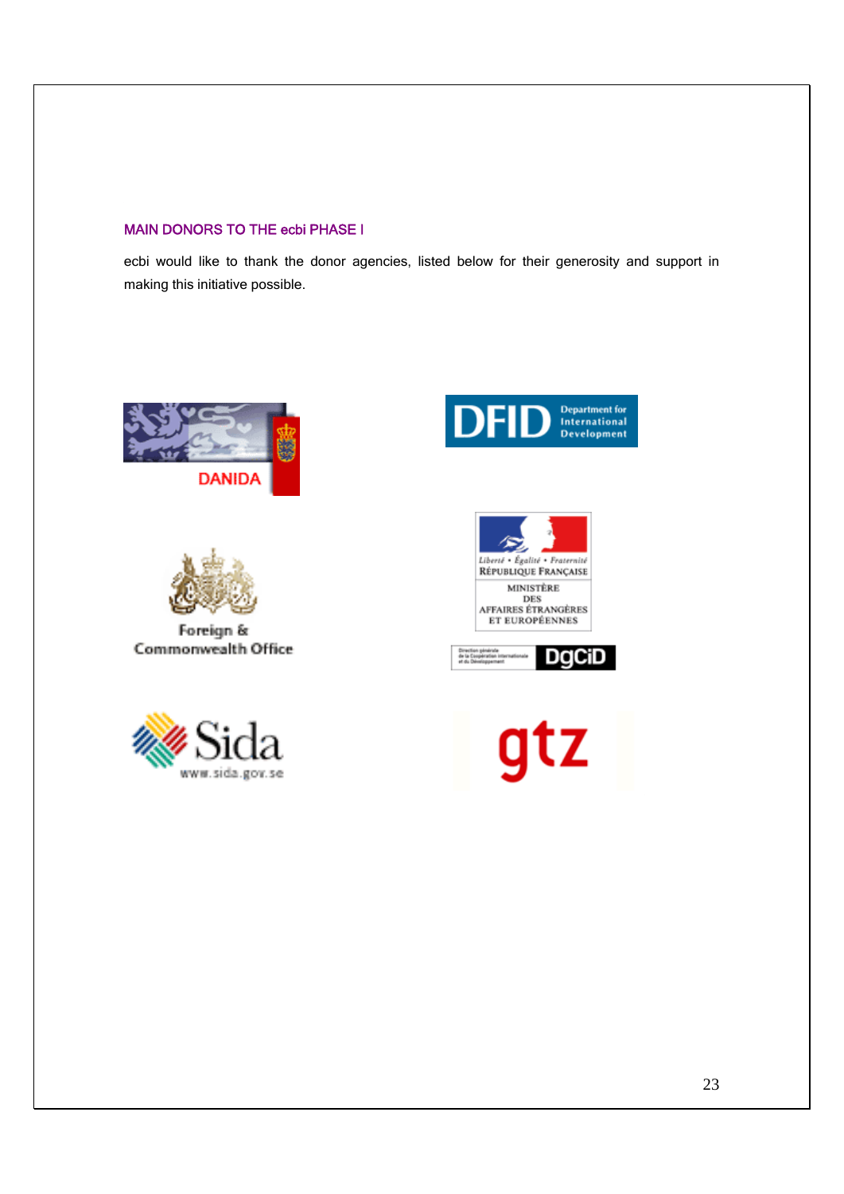### MAIN DONORS TO THE ecbi PHASE I

ecbi would like to thank the donor agencies, listed below for their generosity and support in making this initiative possible.

DANIDA

DFID Department for International Development

Foreign & Commonwealth Office

Liberté • Égalité • Fraternité
RÉPUBLIQUE FRANÇAISE
MINISTÈRE DES AFFAIRES ÉTRANGÈRES ET EUROPÉENNES

Direction générale de la Coopération internationale et du Développement DgCiD

Sida www.sida.gov.se

gtz